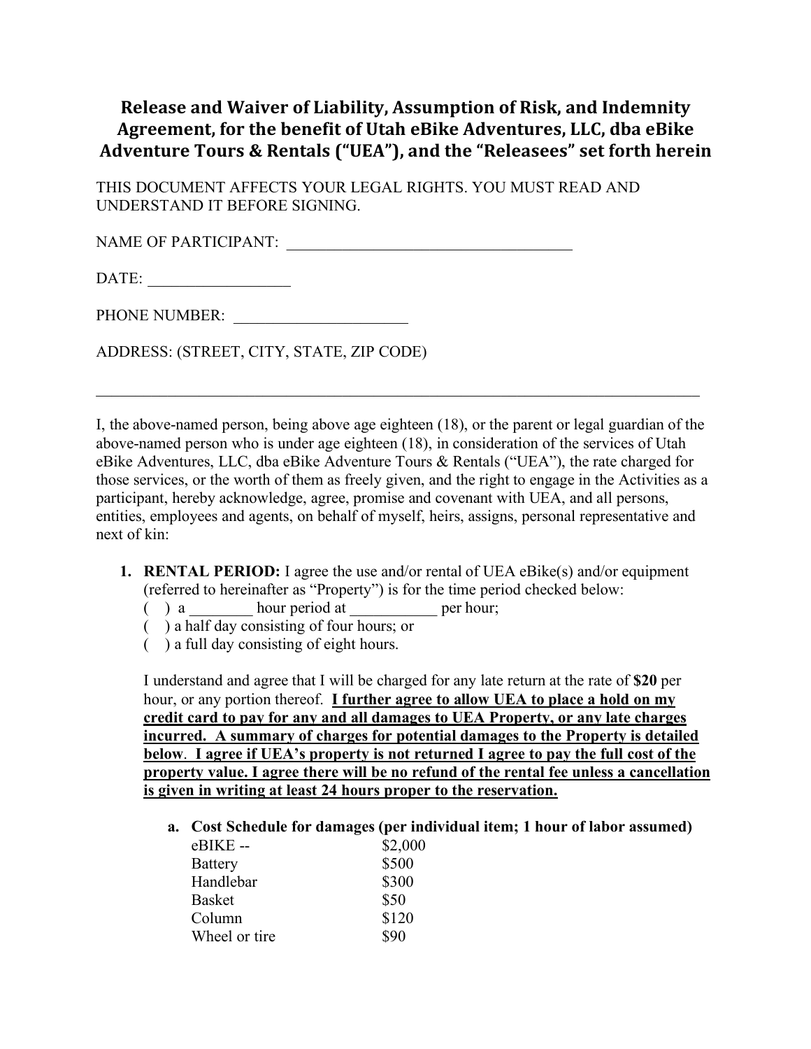# Release and Waiver of Liability, Assumption of Risk, and Indemnity Agreement, for the benefit of Utah eBike Adventures, LLC, dba eBike Adventure Tours & Rentals ("UEA"), and the "Releasees" set forth herein

THIS DOCUMENT AFFECTS YOUR LEGAL RIGHTS. YOU MUST READ AND UNDERSTAND IT BEFORE SIGNING.

NAME OF PARTICIPANT: ____________________________________

DATE: __________________

PHONE NUMBER: ______________________

ADDRESS: (STREET, CITY, STATE, ZIP CODE)

_______________________________________________________________________________

I, the above-named person, being above age eighteen (18), or the parent or legal guardian of the above-named person who is under age eighteen (18), in consideration of the services of Utah eBike Adventures, LLC, dba eBike Adventure Tours & Rentals ("UEA"), the rate charged for those services, or the worth of them as freely given, and the right to engage in the Activities as a participant, hereby acknowledge, agree, promise and covenant with UEA, and all persons, entities, employees and agents, on behalf of myself, heirs, assigns, personal representative and next of kin:

1. **RENTAL PERIOD:** I agree the use and/or rental of UEA eBike(s) and/or equipment (referred to hereinafter as "Property") is for the time period checked below:
   ( ) a ________ hour period at ___________ per hour;
   ( ) a half day consisting of four hours; or
   ( ) a full day consisting of eight hours.

   I understand and agree that I will be charged for any late return at the rate of **$20** per hour, or any portion thereof. **<u>I further agree to allow UEA to place a hold on my credit card to pay for any and all damages to UEA Property, or any late charges incurred. A summary of charges for potential damages to the Property is detailed below. I agree if UEA's property is not returned I agree to pay the full cost of the property value. I agree there will be no refund of the rental fee unless a cancellation is given in writing at least 24 hours proper to the reservation.</u>**

   a. **Cost Schedule for damages (per individual item; 1 hour of labor assumed)**

   | Item | Cost |
   | --- | --- |
   | eBIKE -- | $2,000 |
   | Battery | $500 |
   | Handlebar | $300 |
   | Basket | $50 |
   | Column | $120 |
   | Wheel or tire | $90 |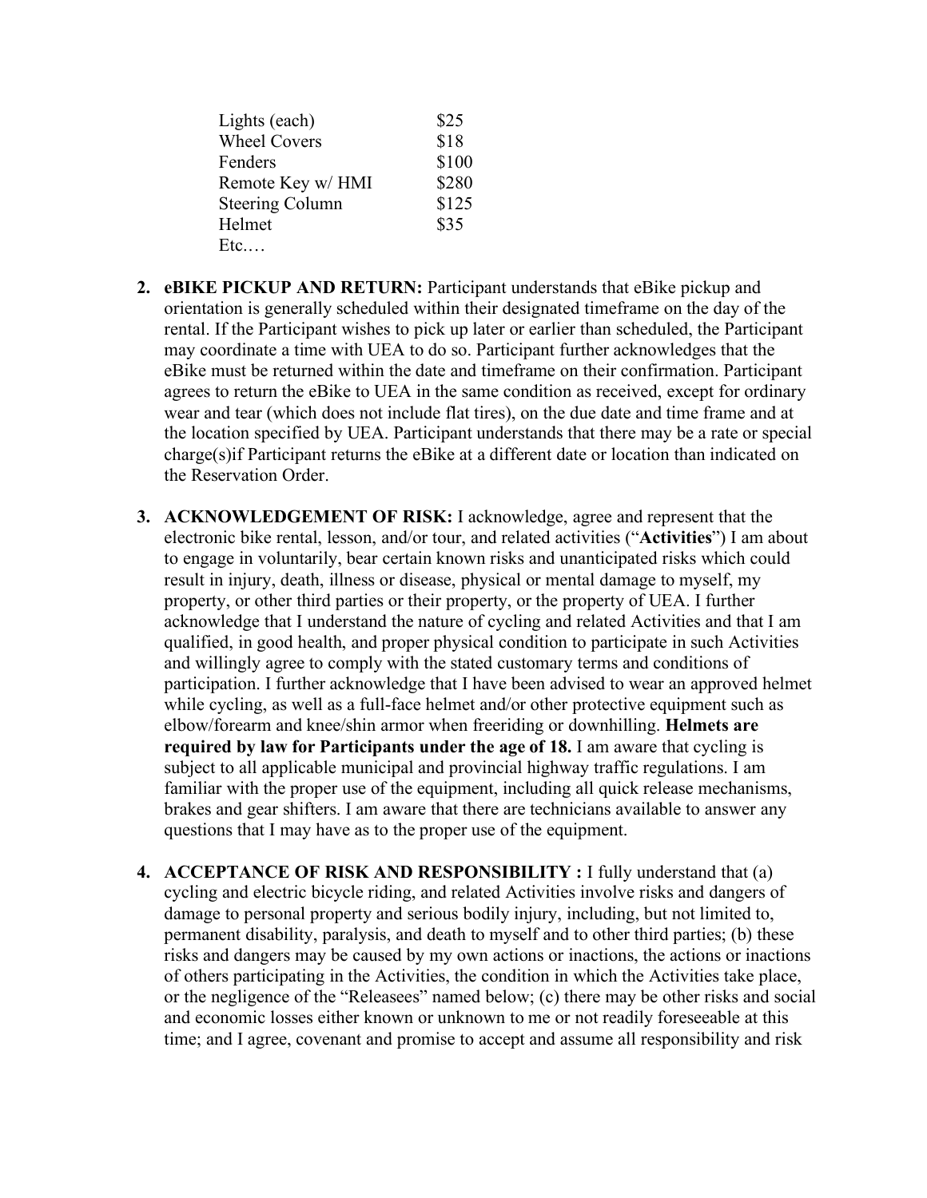| | |
|---|---|
| Lights (each) | $25 |
| Wheel Covers | $18 |
| Fenders | $100 |
| Remote Key w/ HMI | $280 |
| Steering Column | $125 |
| Helmet | $35 |
| Etc.… | |

2. **eBIKE PICKUP AND RETURN:** Participant understands that eBike pickup and orientation is generally scheduled within their designated timeframe on the day of the rental. If the Participant wishes to pick up later or earlier than scheduled, the Participant may coordinate a time with UEA to do so. Participant further acknowledges that the eBike must be returned within the date and timeframe on their confirmation. Participant agrees to return the eBike to UEA in the same condition as received, except for ordinary wear and tear (which does not include flat tires), on the due date and time frame and at the location specified by UEA. Participant understands that there may be a rate or special charge(s)if Participant returns the eBike at a different date or location than indicated on the Reservation Order.

3. **ACKNOWLEDGEMENT OF RISK:** I acknowledge, agree and represent that the electronic bike rental, lesson, and/or tour, and related activities ("**Activities**") I am about to engage in voluntarily, bear certain known risks and unanticipated risks which could result in injury, death, illness or disease, physical or mental damage to myself, my property, or other third parties or their property, or the property of UEA. I further acknowledge that I understand the nature of cycling and related Activities and that I am qualified, in good health, and proper physical condition to participate in such Activities and willingly agree to comply with the stated customary terms and conditions of participation. I further acknowledge that I have been advised to wear an approved helmet while cycling, as well as a full-face helmet and/or other protective equipment such as elbow/forearm and knee/shin armor when freeriding or downhilling. **Helmets are required by law for Participants under the age of 18.** I am aware that cycling is subject to all applicable municipal and provincial highway traffic regulations. I am familiar with the proper use of the equipment, including all quick release mechanisms, brakes and gear shifters. I am aware that there are technicians available to answer any questions that I may have as to the proper use of the equipment.

4. **ACCEPTANCE OF RISK AND RESPONSIBILITY :** I fully understand that (a) cycling and electric bicycle riding, and related Activities involve risks and dangers of damage to personal property and serious bodily injury, including, but not limited to, permanent disability, paralysis, and death to myself and to other third parties; (b) these risks and dangers may be caused by my own actions or inactions, the actions or inactions of others participating in the Activities, the condition in which the Activities take place, or the negligence of the "Releasees" named below; (c) there may be other risks and social and economic losses either known or unknown to me or not readily foreseeable at this time; and I agree, covenant and promise to accept and assume all responsibility and risk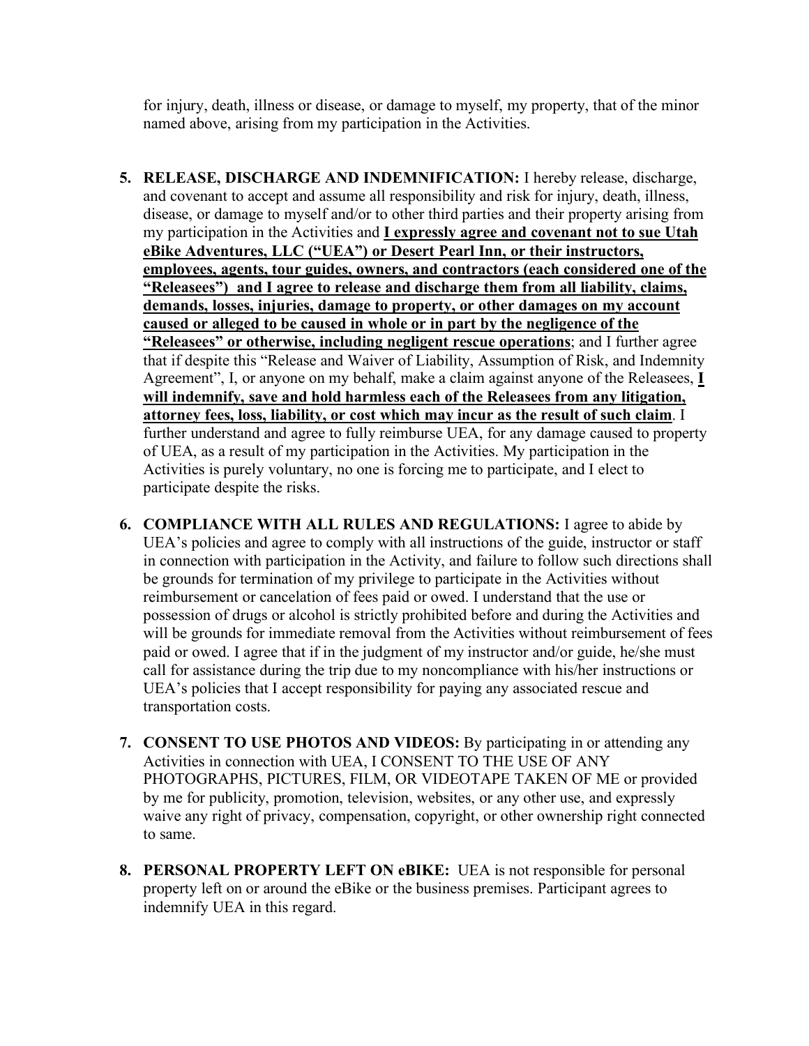for injury, death, illness or disease, or damage to myself, my property, that of the minor named above, arising from my participation in the Activities.

5. **RELEASE, DISCHARGE AND INDEMNIFICATION:** I hereby release, discharge, and covenant to accept and assume all responsibility and risk for injury, death, illness, disease, or damage to myself and/or to other third parties and their property arising from my participation in the Activities and **I expressly agree and covenant not to sue Utah eBike Adventures, LLC ("UEA") or Desert Pearl Inn, or their instructors, employees, agents, tour guides, owners, and contractors (each considered one of the "Releasees") and I agree to release and discharge them from all liability, claims, demands, losses, injuries, damage to property, or other damages on my account caused or alleged to be caused in whole or in part by the negligence of the "Releasees" or otherwise, including negligent rescue operations**; and I further agree that if despite this "Release and Waiver of Liability, Assumption of Risk, and Indemnity Agreement", I, or anyone on my behalf, make a claim against anyone of the Releasees, **I will indemnify, save and hold harmless each of the Releasees from any litigation, attorney fees, loss, liability, or cost which may incur as the result of such claim**. I further understand and agree to fully reimburse UEA, for any damage caused to property of UEA, as a result of my participation in the Activities. My participation in the Activities is purely voluntary, no one is forcing me to participate, and I elect to participate despite the risks.

6. **COMPLIANCE WITH ALL RULES AND REGULATIONS:** I agree to abide by UEA's policies and agree to comply with all instructions of the guide, instructor or staff in connection with participation in the Activity, and failure to follow such directions shall be grounds for termination of my privilege to participate in the Activities without reimbursement or cancelation of fees paid or owed. I understand that the use or possession of drugs or alcohol is strictly prohibited before and during the Activities and will be grounds for immediate removal from the Activities without reimbursement of fees paid or owed. I agree that if in the judgment of my instructor and/or guide, he/she must call for assistance during the trip due to my noncompliance with his/her instructions or UEA's policies that I accept responsibility for paying any associated rescue and transportation costs.

7. **CONSENT TO USE PHOTOS AND VIDEOS:** By participating in or attending any Activities in connection with UEA, I CONSENT TO THE USE OF ANY PHOTOGRAPHS, PICTURES, FILM, OR VIDEOTAPE TAKEN OF ME or provided by me for publicity, promotion, television, websites, or any other use, and expressly waive any right of privacy, compensation, copyright, or other ownership right connected to same.

8. **PERSONAL PROPERTY LEFT ON eBIKE:** UEA is not responsible for personal property left on or around the eBike or the business premises. Participant agrees to indemnify UEA in this regard.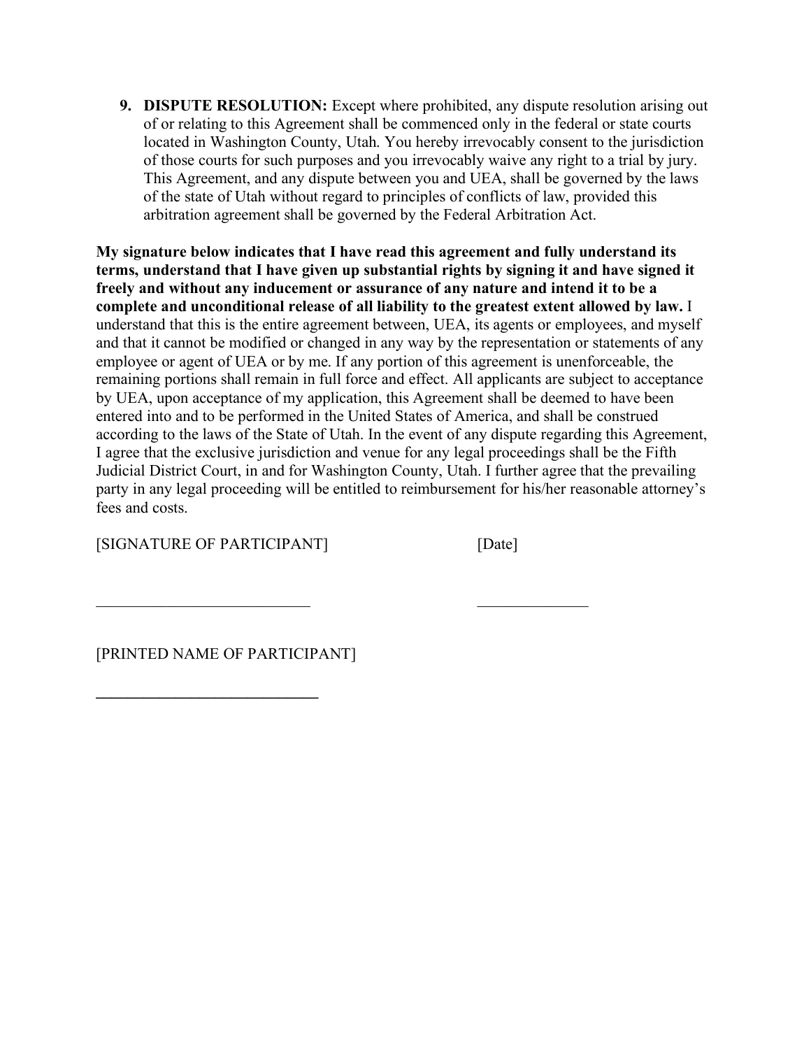9. **DISPUTE RESOLUTION:** Except where prohibited, any dispute resolution arising out of or relating to this Agreement shall be commenced only in the federal or state courts located in Washington County, Utah. You hereby irrevocably consent to the jurisdiction of those courts for such purposes and you irrevocably waive any right to a trial by jury. This Agreement, and any dispute between you and UEA, shall be governed by the laws of the state of Utah without regard to principles of conflicts of law, provided this arbitration agreement shall be governed by the Federal Arbitration Act.

**My signature below indicates that I have read this agreement and fully understand its terms, understand that I have given up substantial rights by signing it and have signed it freely and without any inducement or assurance of any nature and intend it to be a complete and unconditional release of all liability to the greatest extent allowed by law.** I understand that this is the entire agreement between, UEA, its agents or employees, and myself and that it cannot be modified or changed in any way by the representation or statements of any employee or agent of UEA or by me. If any portion of this agreement is unenforceable, the remaining portions shall remain in full force and effect. All applicants are subject to acceptance by UEA, upon acceptance of my application, this Agreement shall be deemed to have been entered into and to be performed in the United States of America, and shall be construed according to the laws of the State of Utah. In the event of any dispute regarding this Agreement, I agree that the exclusive jurisdiction and venue for any legal proceedings shall be the Fifth Judicial District Court, in and for Washington County, Utah. I further agree that the prevailing party in any legal proceeding will be entitled to reimbursement for his/her reasonable attorney's fees and costs.

[SIGNATURE OF PARTICIPANT] [Date]

___________________________ ______________

[PRINTED NAME OF PARTICIPANT]

___________________________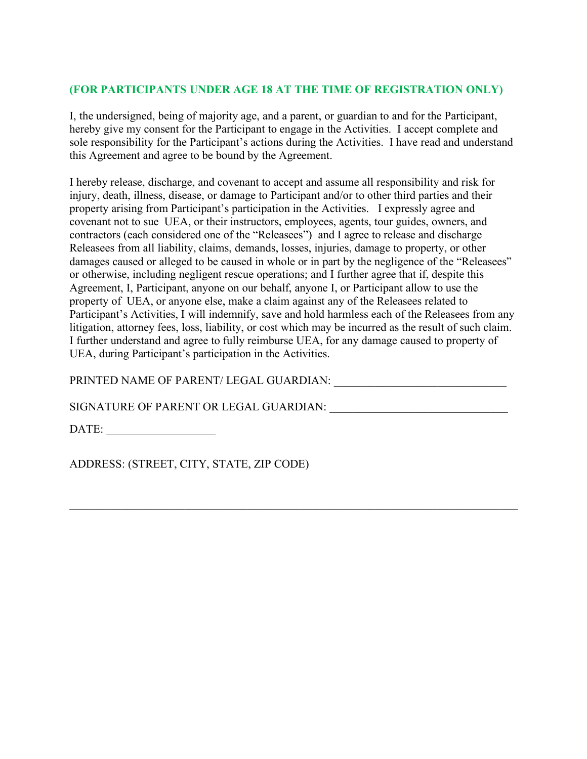**(FOR PARTICIPANTS UNDER AGE 18 AT THE TIME OF REGISTRATION ONLY)**

I, the undersigned, being of majority age, and a parent, or guardian to and for the Participant, hereby give my consent for the Participant to engage in the Activities. I accept complete and sole responsibility for the Participant's actions during the Activities. I have read and understand this Agreement and agree to be bound by the Agreement.

I hereby release, discharge, and covenant to accept and assume all responsibility and risk for injury, death, illness, disease, or damage to Participant and/or to other third parties and their property arising from Participant's participation in the Activities. I expressly agree and covenant not to sue UEA, or their instructors, employees, agents, tour guides, owners, and contractors (each considered one of the "Releasees") and I agree to release and discharge Releasees from all liability, claims, demands, losses, injuries, damage to property, or other damages caused or alleged to be caused in whole or in part by the negligence of the "Releasees" or otherwise, including negligent rescue operations; and I further agree that if, despite this Agreement, I, Participant, anyone on our behalf, anyone I, or Participant allow to use the property of UEA, or anyone else, make a claim against any of the Releasees related to Participant's Activities, I will indemnify, save and hold harmless each of the Releasees from any litigation, attorney fees, loss, liability, or cost which may be incurred as the result of such claim. I further understand and agree to fully reimburse UEA, for any damage caused to property of UEA, during Participant's participation in the Activities.

PRINTED NAME OF PARENT/ LEGAL GUARDIAN: ______________________________

SIGNATURE OF PARENT OR LEGAL GUARDIAN: ______________________________

DATE: ___________________

ADDRESS: (STREET, CITY, STATE, ZIP CODE)

______________________________________________________________________________